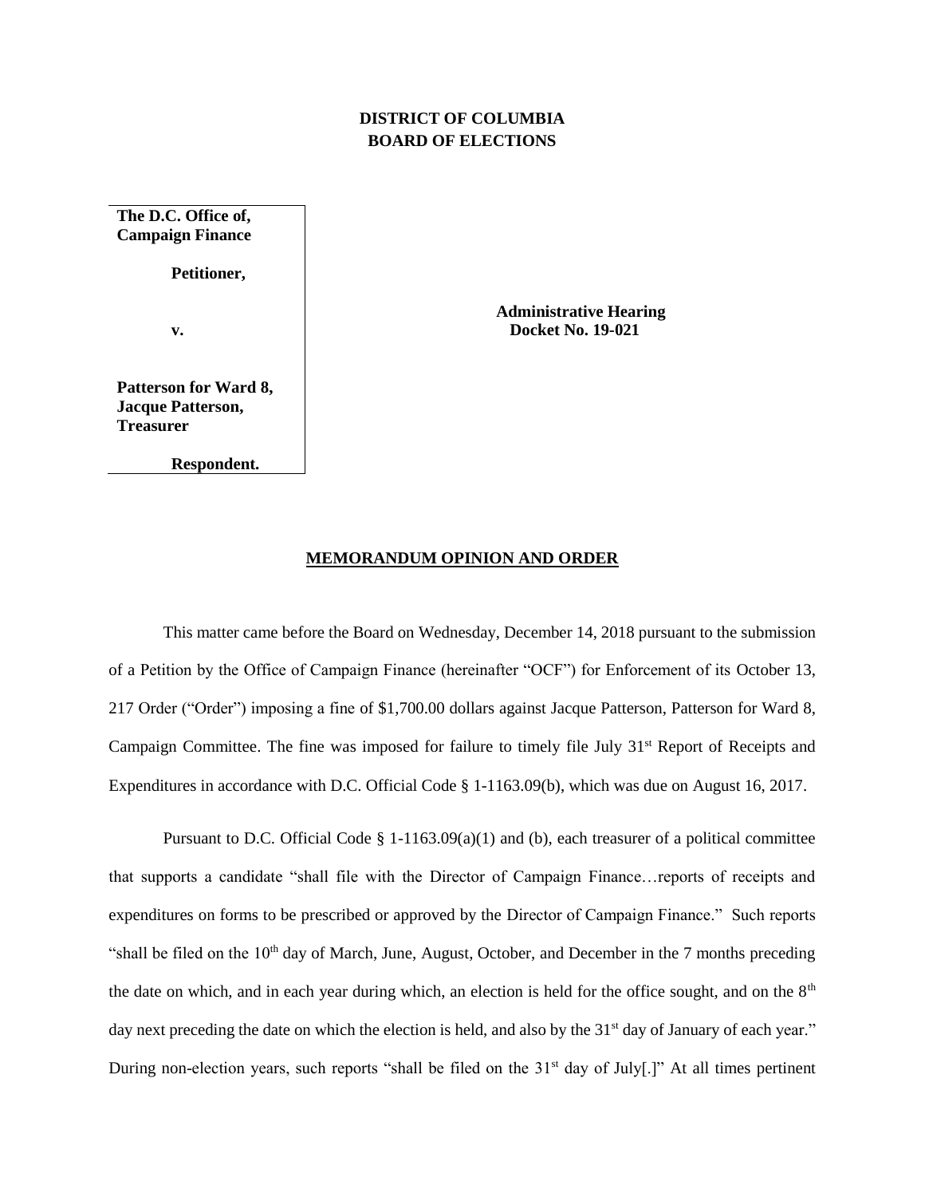**DISTRICT OF COLUMBIA**
**BOARD OF ELECTIONS**

| | |
|---|---|
| **The D.C. Office of, Campaign Finance**<br><br>**Petitioner,**<br><br>**v.**<br><br>**Patterson for Ward 8, Jacque Patterson, Treasurer**<br><br>**Respondent.** | **Administrative Hearing Docket No. 19-021** |

## MEMORANDUM OPINION AND ORDER

This matter came before the Board on Wednesday, December 14, 2018 pursuant to the submission of a Petition by the Office of Campaign Finance (hereinafter "OCF") for Enforcement of its October 13, 217 Order ("Order") imposing a fine of $1,700.00 dollars against Jacque Patterson, Patterson for Ward 8, Campaign Committee. The fine was imposed for failure to timely file July 31st Report of Receipts and Expenditures in accordance with D.C. Official Code § 1-1163.09(b), which was due on August 16, 2017.

Pursuant to D.C. Official Code § 1-1163.09(a)(1) and (b), each treasurer of a political committee that supports a candidate "shall file with the Director of Campaign Finance…reports of receipts and expenditures on forms to be prescribed or approved by the Director of Campaign Finance." Such reports "shall be filed on the 10th day of March, June, August, October, and December in the 7 months preceding the date on which, and in each year during which, an election is held for the office sought, and on the 8th day next preceding the date on which the election is held, and also by the 31st day of January of each year." During non-election years, such reports "shall be filed on the 31st day of July[.]" At all times pertinent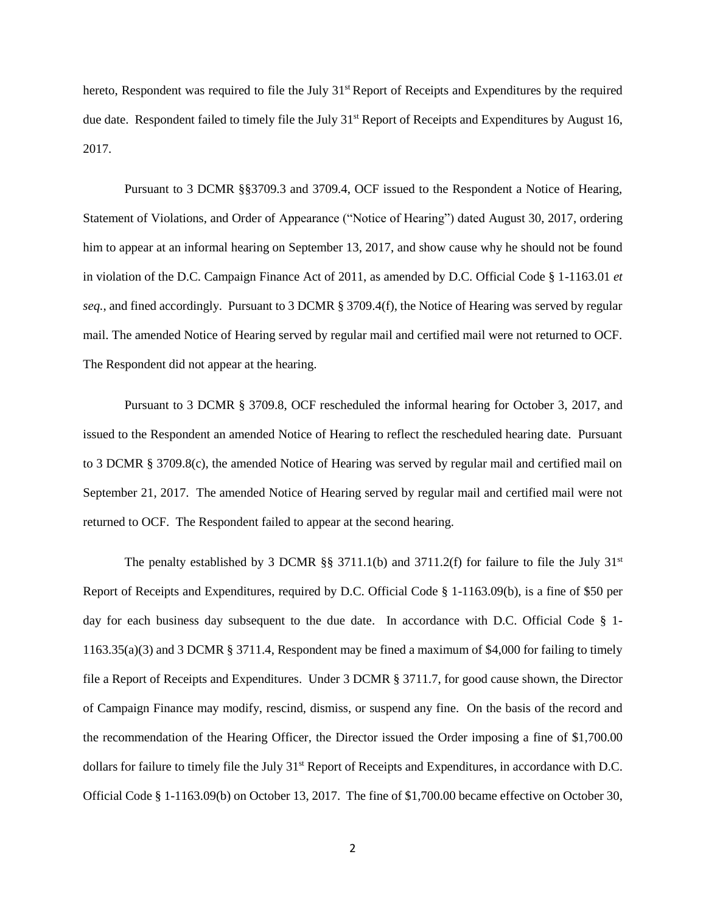hereto, Respondent was required to file the July 31st Report of Receipts and Expenditures by the required due date. Respondent failed to timely file the July 31st Report of Receipts and Expenditures by August 16, 2017.

Pursuant to 3 DCMR §§3709.3 and 3709.4, OCF issued to the Respondent a Notice of Hearing, Statement of Violations, and Order of Appearance ("Notice of Hearing") dated August 30, 2017, ordering him to appear at an informal hearing on September 13, 2017, and show cause why he should not be found in violation of the D.C. Campaign Finance Act of 2011, as amended by D.C. Official Code § 1-1163.01 *et seq.*, and fined accordingly. Pursuant to 3 DCMR § 3709.4(f), the Notice of Hearing was served by regular mail. The amended Notice of Hearing served by regular mail and certified mail were not returned to OCF. The Respondent did not appear at the hearing.

Pursuant to 3 DCMR § 3709.8, OCF rescheduled the informal hearing for October 3, 2017, and issued to the Respondent an amended Notice of Hearing to reflect the rescheduled hearing date. Pursuant to 3 DCMR § 3709.8(c), the amended Notice of Hearing was served by regular mail and certified mail on September 21, 2017. The amended Notice of Hearing served by regular mail and certified mail were not returned to OCF. The Respondent failed to appear at the second hearing.

The penalty established by 3 DCMR §§ 3711.1(b) and 3711.2(f) for failure to file the July 31st Report of Receipts and Expenditures, required by D.C. Official Code § 1-1163.09(b), is a fine of $50 per day for each business day subsequent to the due date. In accordance with D.C. Official Code § 1-1163.35(a)(3) and 3 DCMR § 3711.4, Respondent may be fined a maximum of $4,000 for failing to timely file a Report of Receipts and Expenditures. Under 3 DCMR § 3711.7, for good cause shown, the Director of Campaign Finance may modify, rescind, dismiss, or suspend any fine. On the basis of the record and the recommendation of the Hearing Officer, the Director issued the Order imposing a fine of $1,700.00 dollars for failure to timely file the July 31st Report of Receipts and Expenditures, in accordance with D.C. Official Code § 1-1163.09(b) on October 13, 2017. The fine of $1,700.00 became effective on October 30,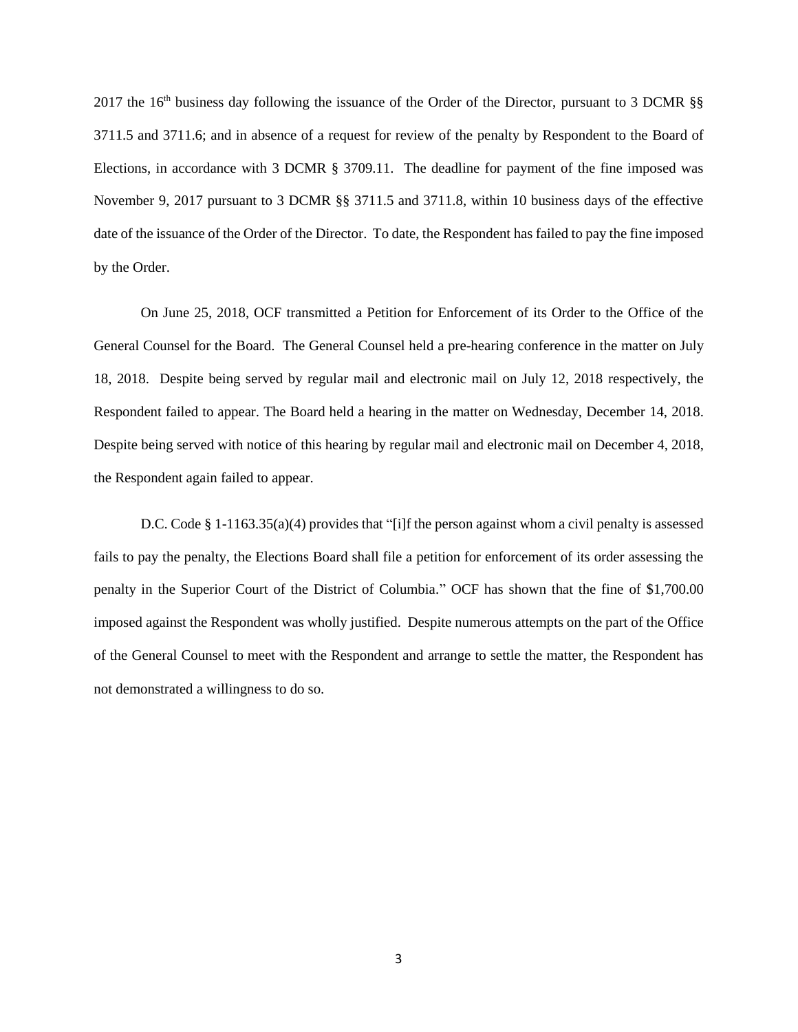2017 the 16th business day following the issuance of the Order of the Director, pursuant to 3 DCMR §§ 3711.5 and 3711.6; and in absence of a request for review of the penalty by Respondent to the Board of Elections, in accordance with 3 DCMR § 3709.11. The deadline for payment of the fine imposed was November 9, 2017 pursuant to 3 DCMR §§ 3711.5 and 3711.8, within 10 business days of the effective date of the issuance of the Order of the Director. To date, the Respondent has failed to pay the fine imposed by the Order.

On June 25, 2018, OCF transmitted a Petition for Enforcement of its Order to the Office of the General Counsel for the Board. The General Counsel held a pre-hearing conference in the matter on July 18, 2018. Despite being served by regular mail and electronic mail on July 12, 2018 respectively, the Respondent failed to appear. The Board held a hearing in the matter on Wednesday, December 14, 2018. Despite being served with notice of this hearing by regular mail and electronic mail on December 4, 2018, the Respondent again failed to appear.

D.C. Code § 1-1163.35(a)(4) provides that "[i]f the person against whom a civil penalty is assessed fails to pay the penalty, the Elections Board shall file a petition for enforcement of its order assessing the penalty in the Superior Court of the District of Columbia." OCF has shown that the fine of $1,700.00 imposed against the Respondent was wholly justified. Despite numerous attempts on the part of the Office of the General Counsel to meet with the Respondent and arrange to settle the matter, the Respondent has not demonstrated a willingness to do so.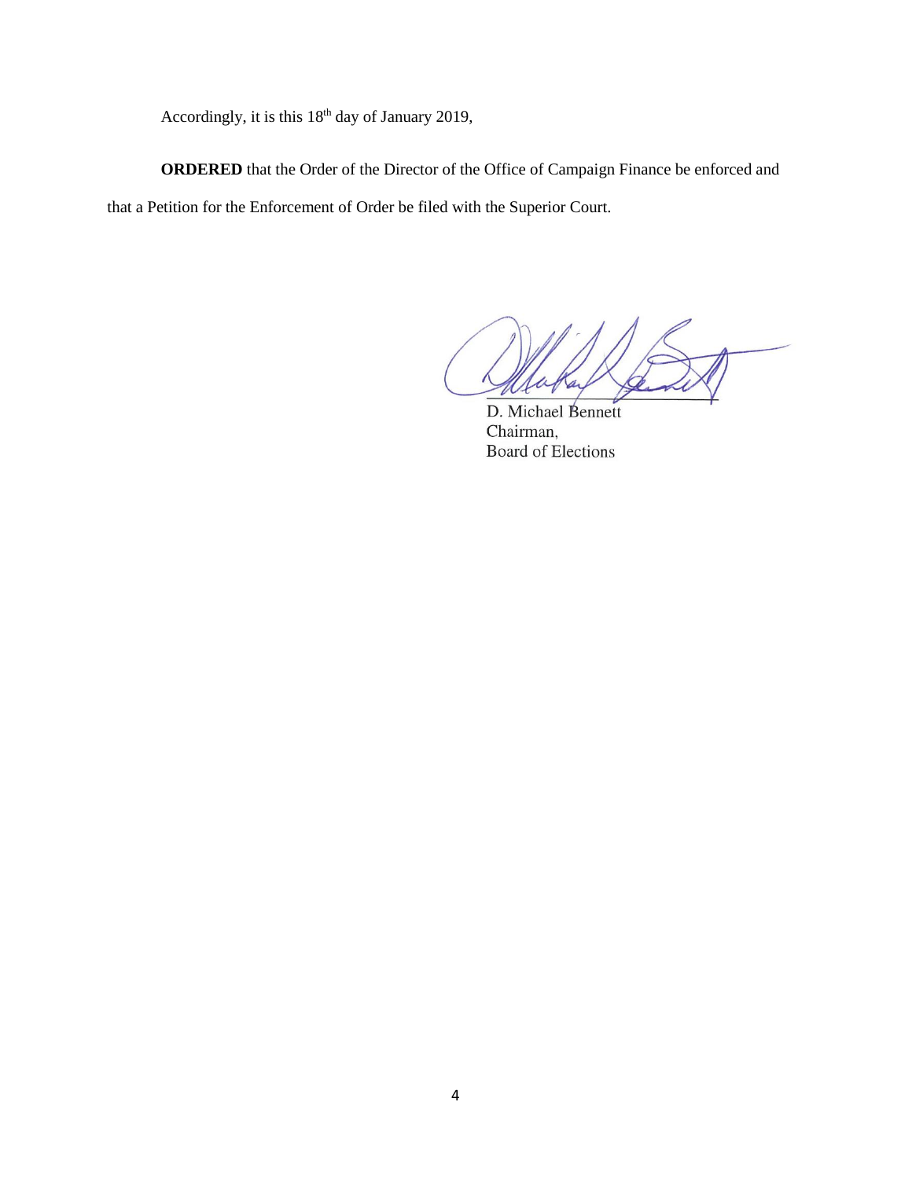Accordingly, it is this 18th day of January 2019,

**ORDERED** that the Order of the Director of the Office of Campaign Finance be enforced and that a Petition for the Enforcement of Order be filed with the Superior Court.

D. Michael Bennett
Chairman,
Board of Elections